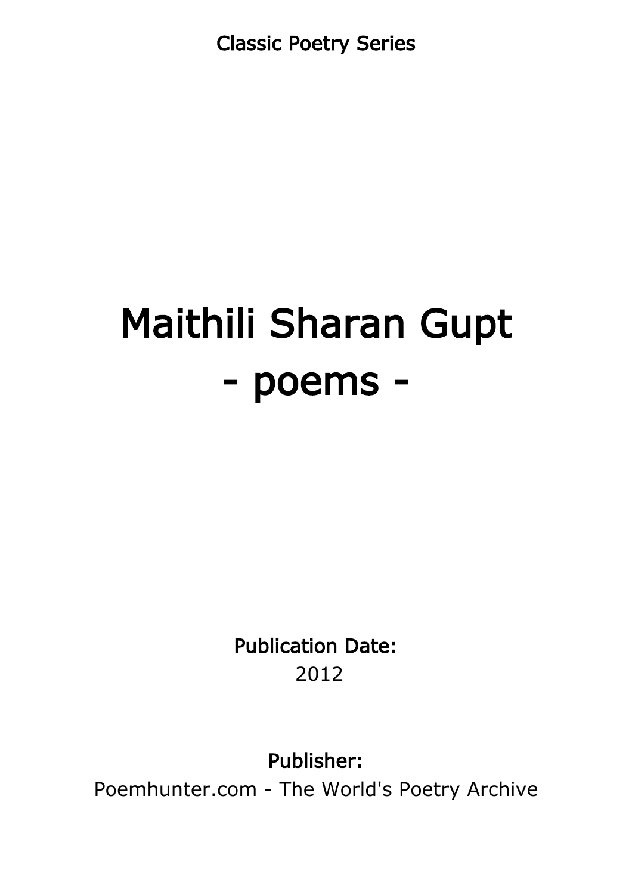Classic Poetry Series

# Maithili Sharan Gupt
# - poems -

**Publication Date:**
2012

**Publisher:**
Poemhunter.com - The World's Poetry Archive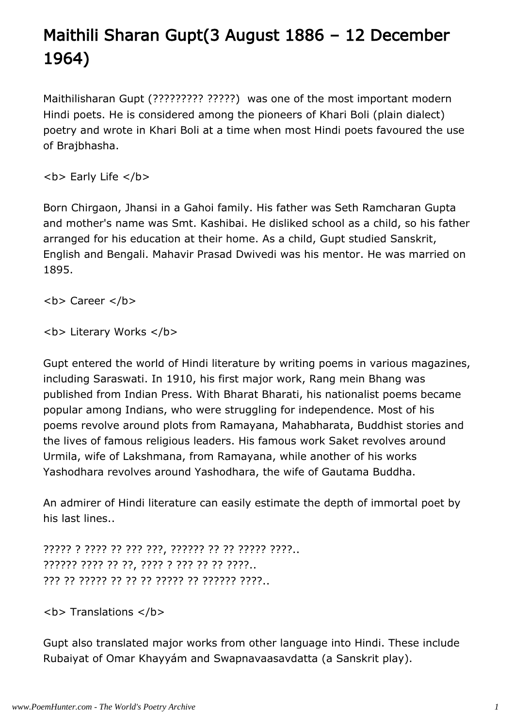# Maithili Sharan Gupt(3 August 1886 – 12 December 1964)

Maithilisharan Gupt (????????? ?????) was one of the most important modern Hindi poets. He is considered among the pioneers of Khari Boli (plain dialect) poetry and wrote in Khari Boli at a time when most Hindi poets favoured the use of Brajbhasha.

<b> Early Life </b>

Born Chirgaon, Jhansi in a Gahoi family. His father was Seth Ramcharan Gupta and mother's name was Smt. Kashibai. He disliked school as a child, so his father arranged for his education at their home. As a child, Gupt studied Sanskrit, English and Bengali. Mahavir Prasad Dwivedi was his mentor. He was married on 1895.

<b> Career </b>

<b> Literary Works </b>

Gupt entered the world of Hindi literature by writing poems in various magazines, including Saraswati. In 1910, his first major work, Rang mein Bhang was published from Indian Press. With Bharat Bharati, his nationalist poems became popular among Indians, who were struggling for independence. Most of his poems revolve around plots from Ramayana, Mahabharata, Buddhist stories and the lives of famous religious leaders. His famous work Saket revolves around Urmila, wife of Lakshmana, from Ramayana, while another of his works Yashodhara revolves around Yashodhara, the wife of Gautama Buddha.

An admirer of Hindi literature can easily estimate the depth of immortal poet by his last lines..

????? ? ???? ?? ??? ???, ?????? ?? ?? ????? ????..
?????? ???? ?? ??, ???? ? ??? ?? ?? ????..
??? ?? ????? ?? ?? ?? ????? ?? ?????? ????..

<b> Translations </b>

Gupt also translated major works from other language into Hindi. These include Rubaiyat of Omar Khayyám and Swapnavaasavdatta (a Sanskrit play).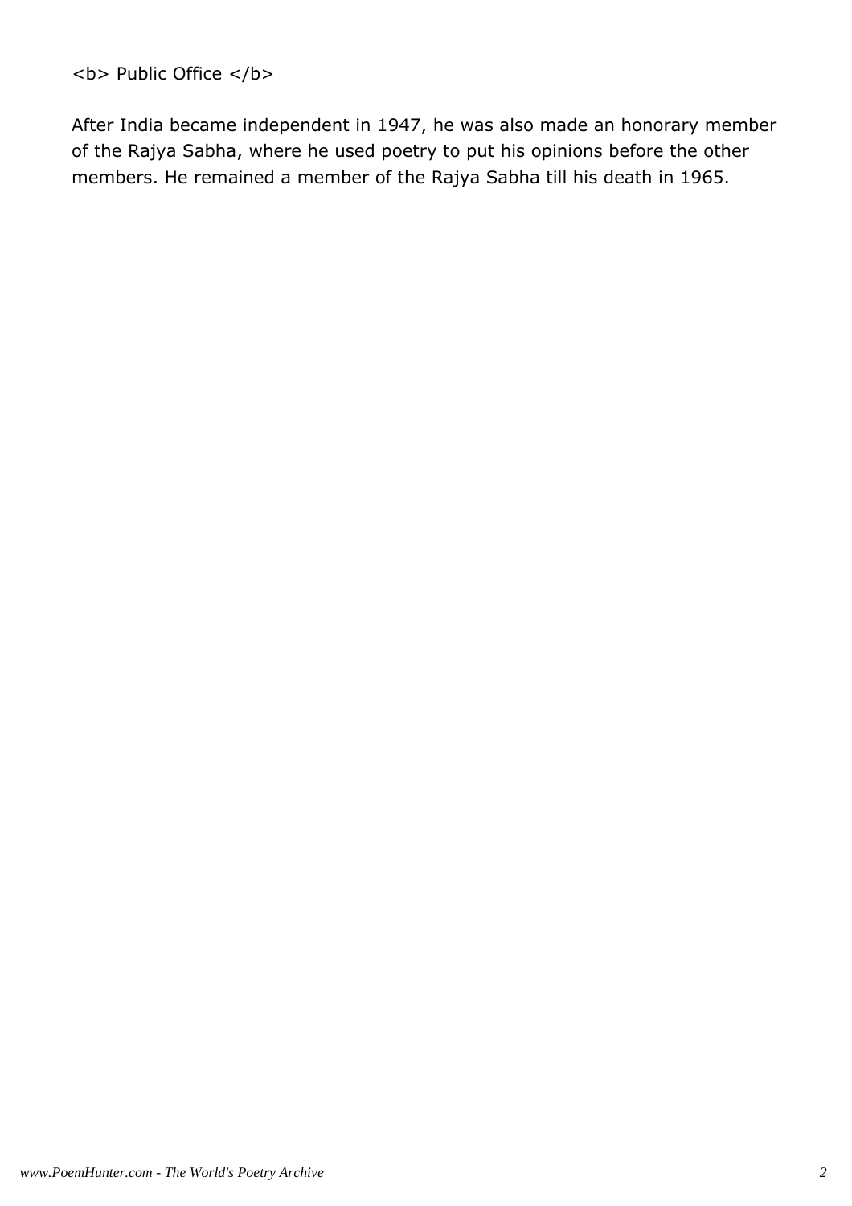<b> Public Office </b>

After India became independent in 1947, he was also made an honorary member of the Rajya Sabha, where he used poetry to put his opinions before the other members. He remained a member of the Rajya Sabha till his death in 1965.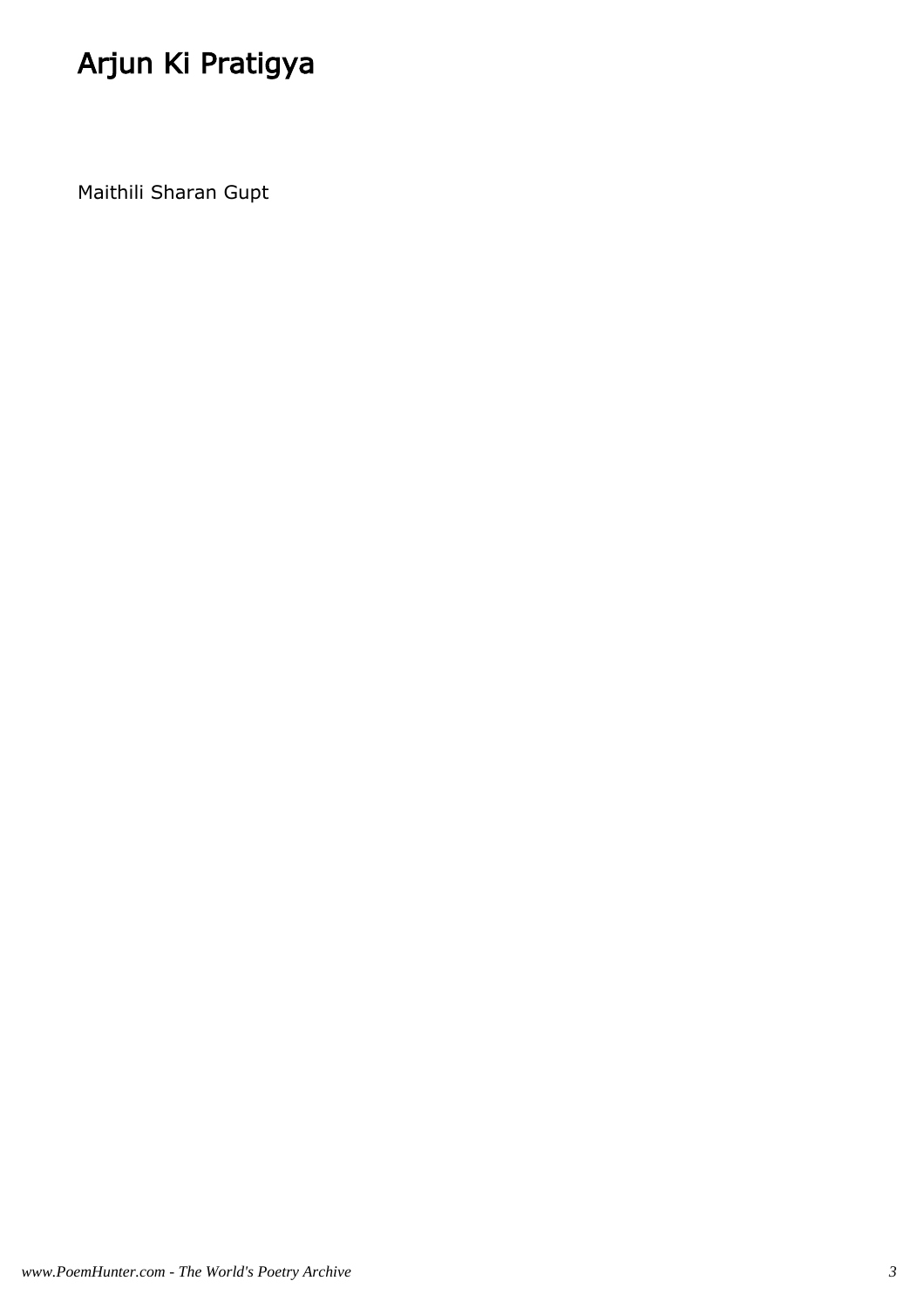# Arjun Ki Pratigya

Maithili Sharan Gupt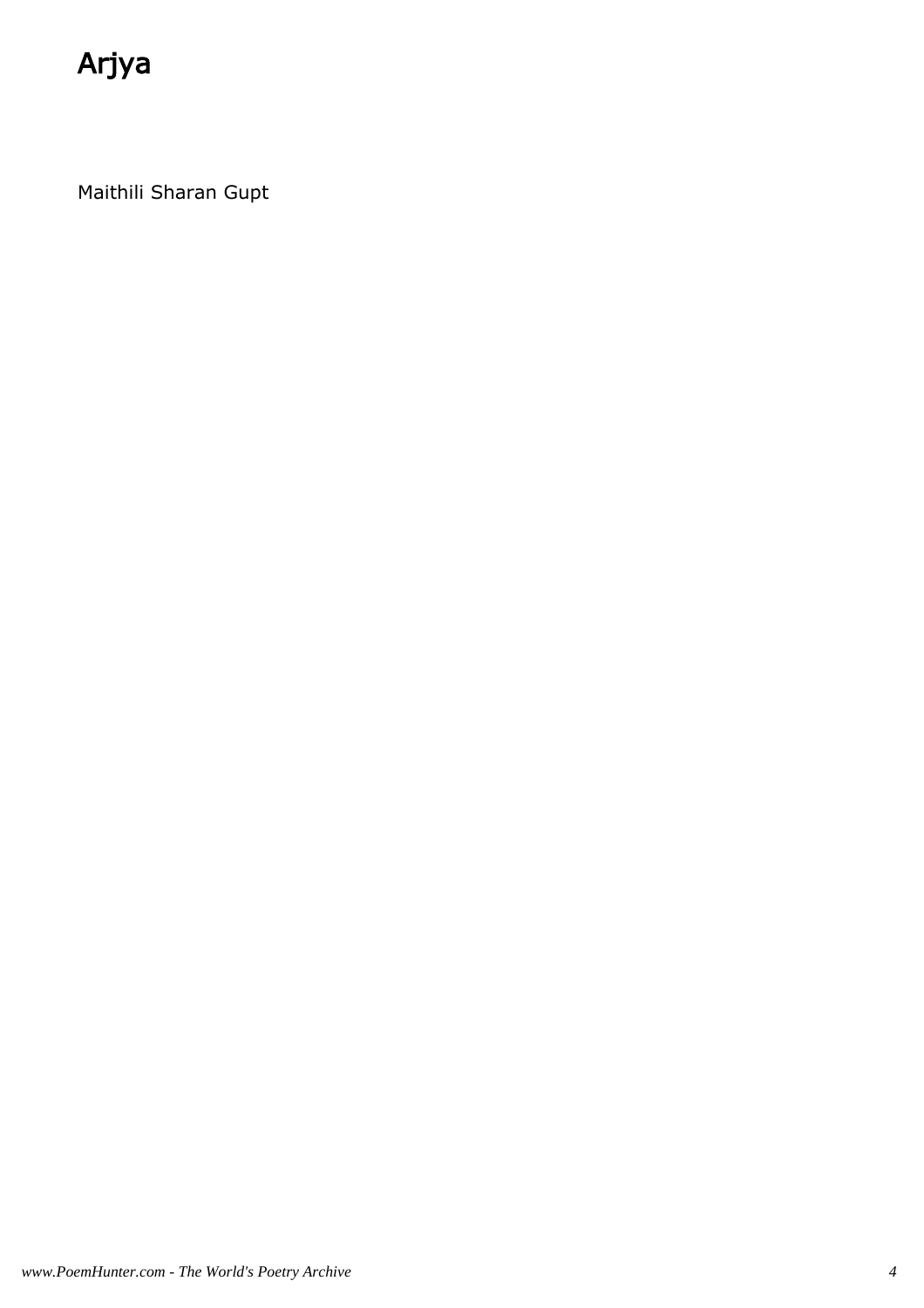# Arjya

Maithili Sharan Gupt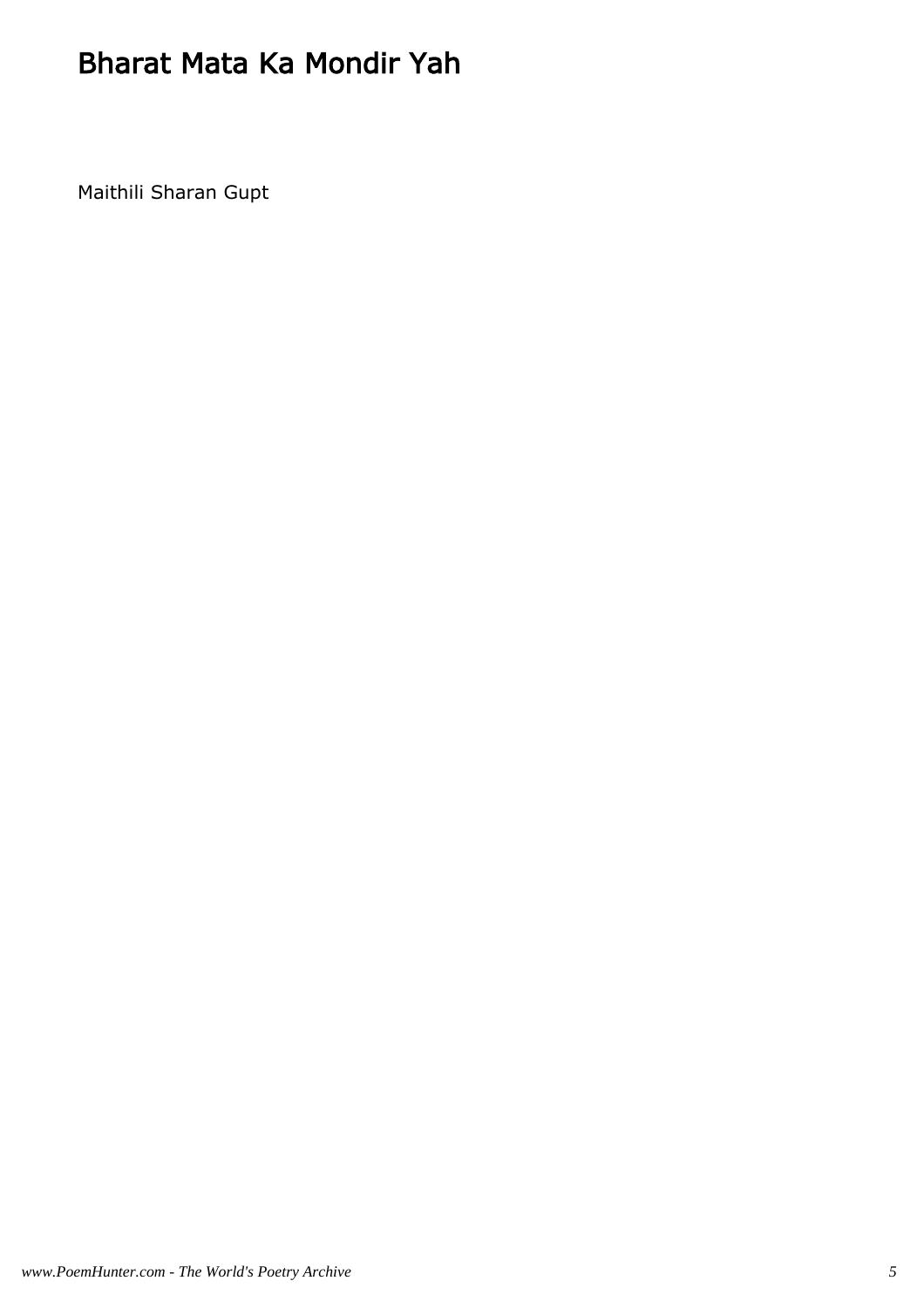# Bharat Mata Ka Mondir Yah

Maithili Sharan Gupt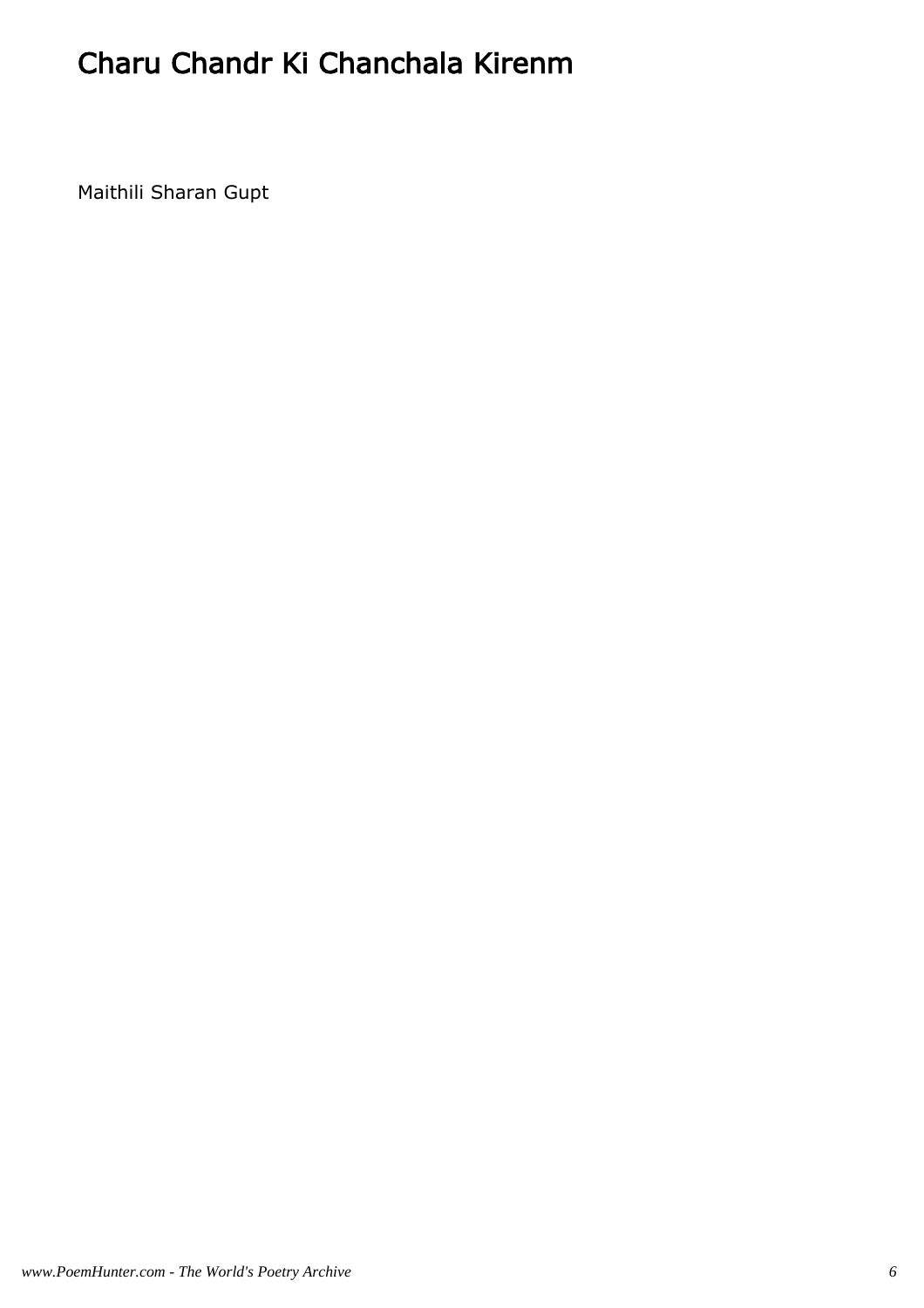# Charu Chandr Ki Chanchala Kirenm

Maithili Sharan Gupt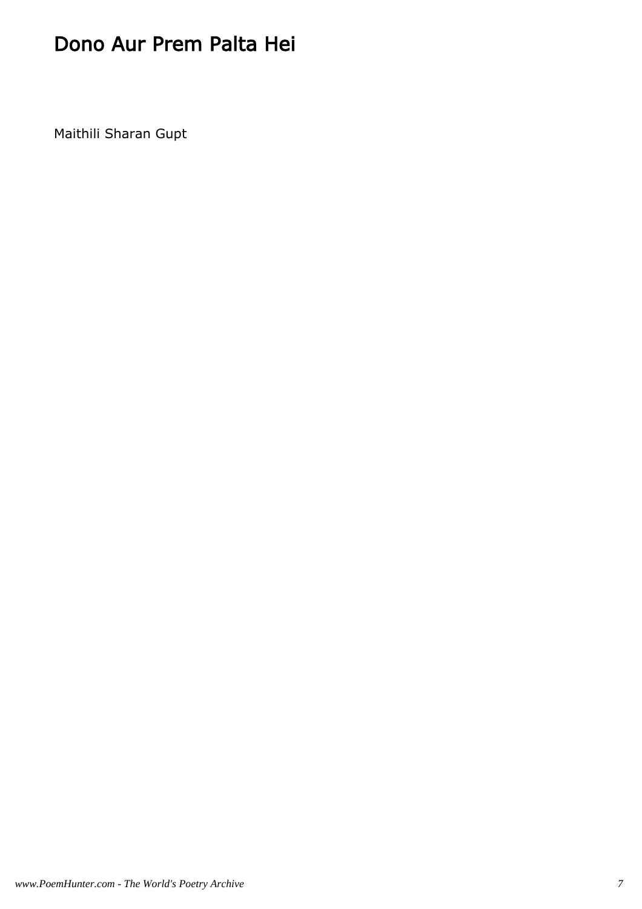# Dono Aur Prem Palta Hei

Maithili Sharan Gupt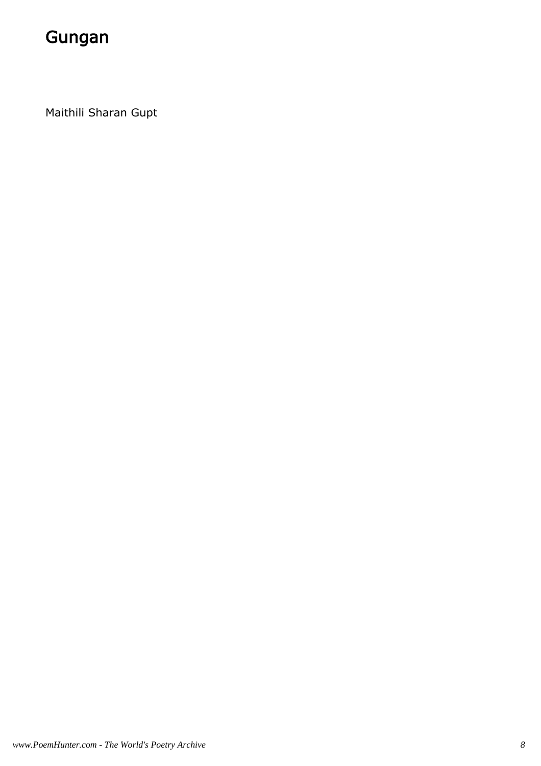# Gungan

Maithili Sharan Gupt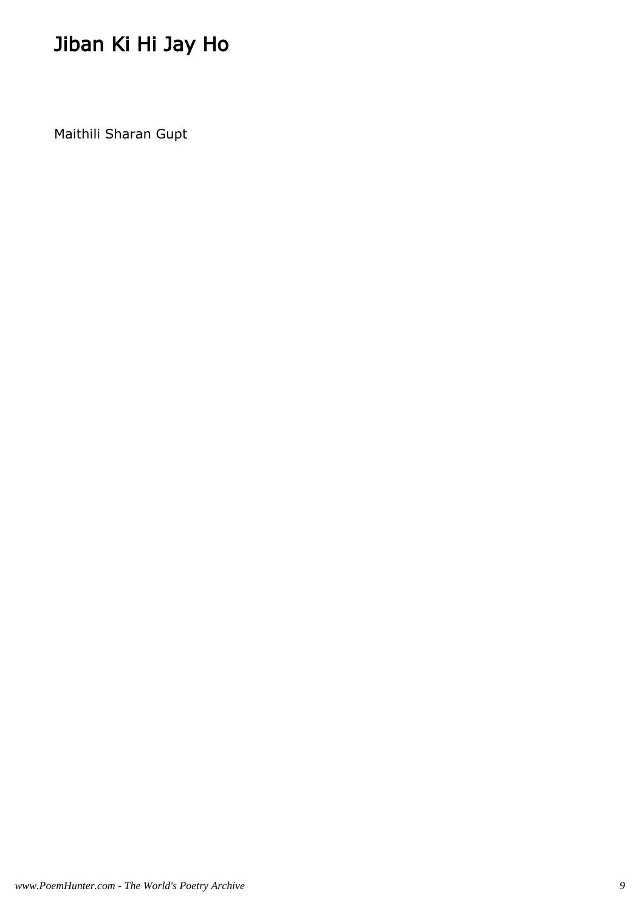# Jiban Ki Hi Jay Ho

Maithili Sharan Gupt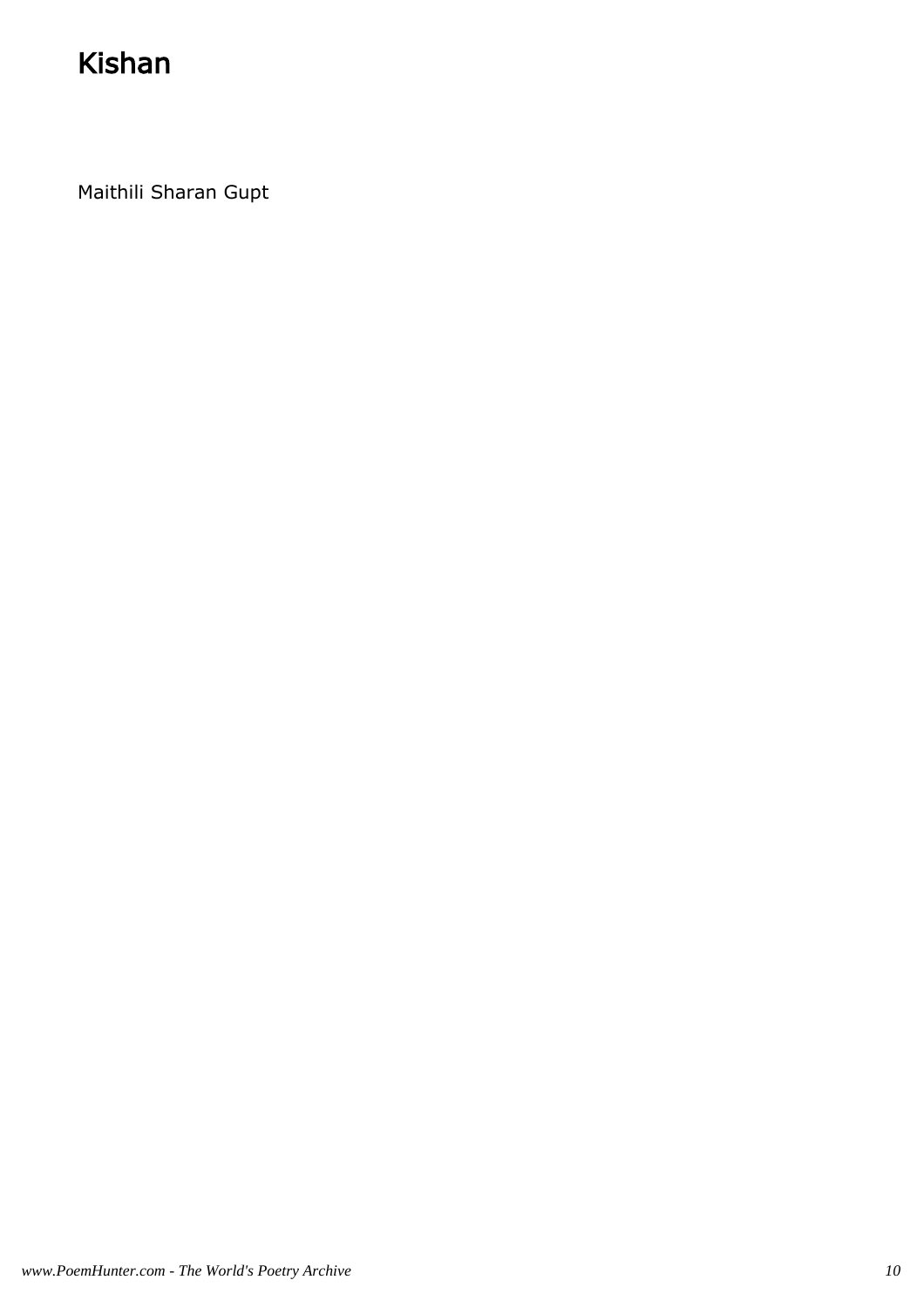# Kishan

Maithili Sharan Gupt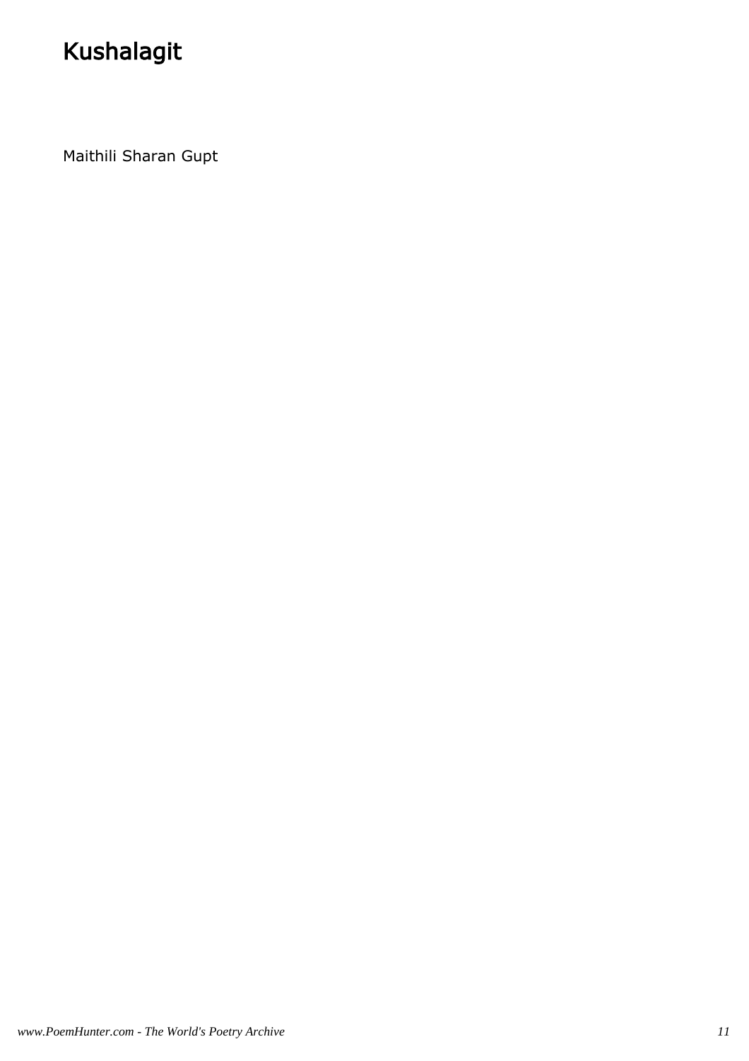# Kushalagit

Maithili Sharan Gupt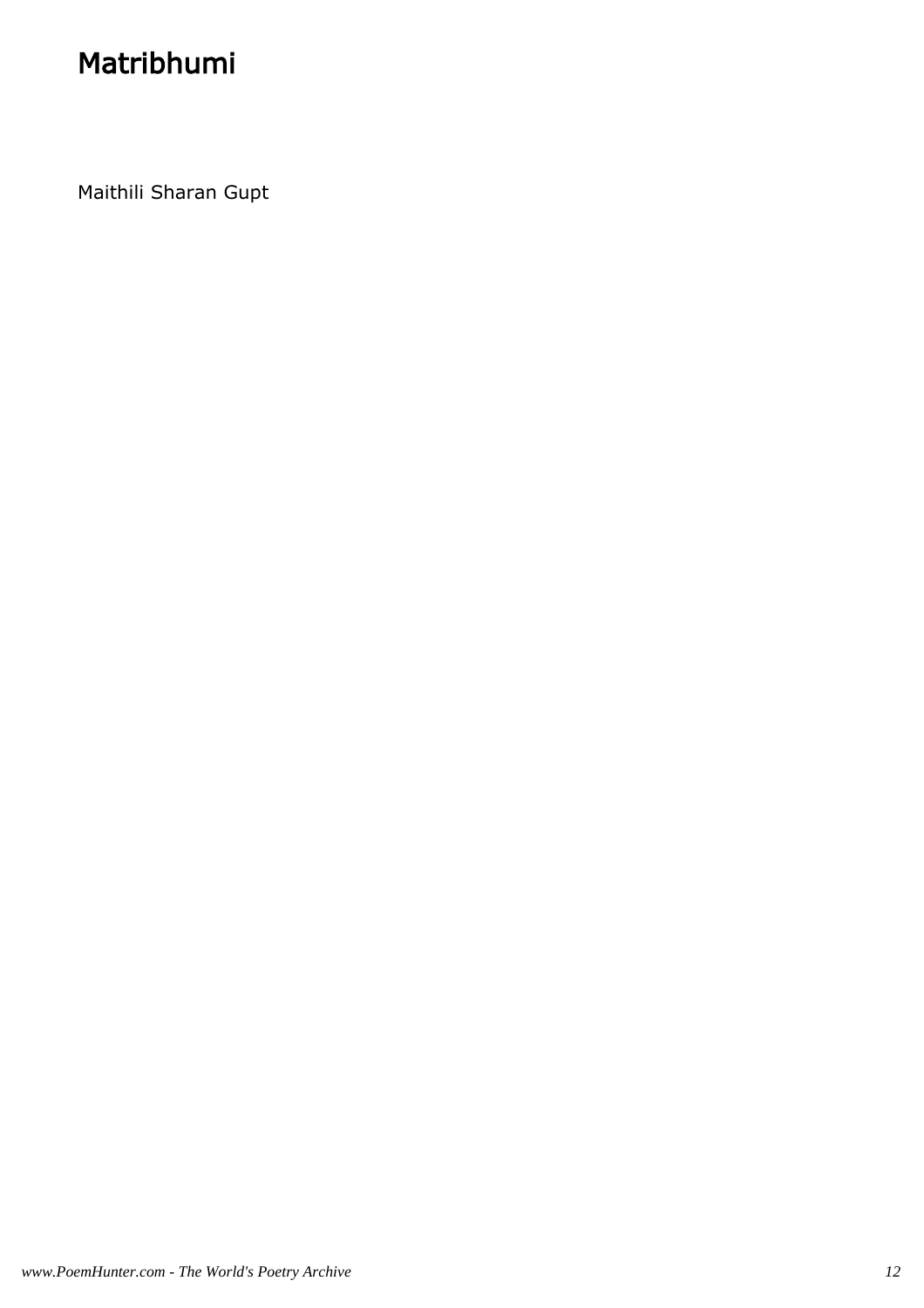# Matribhumi

Maithili Sharan Gupt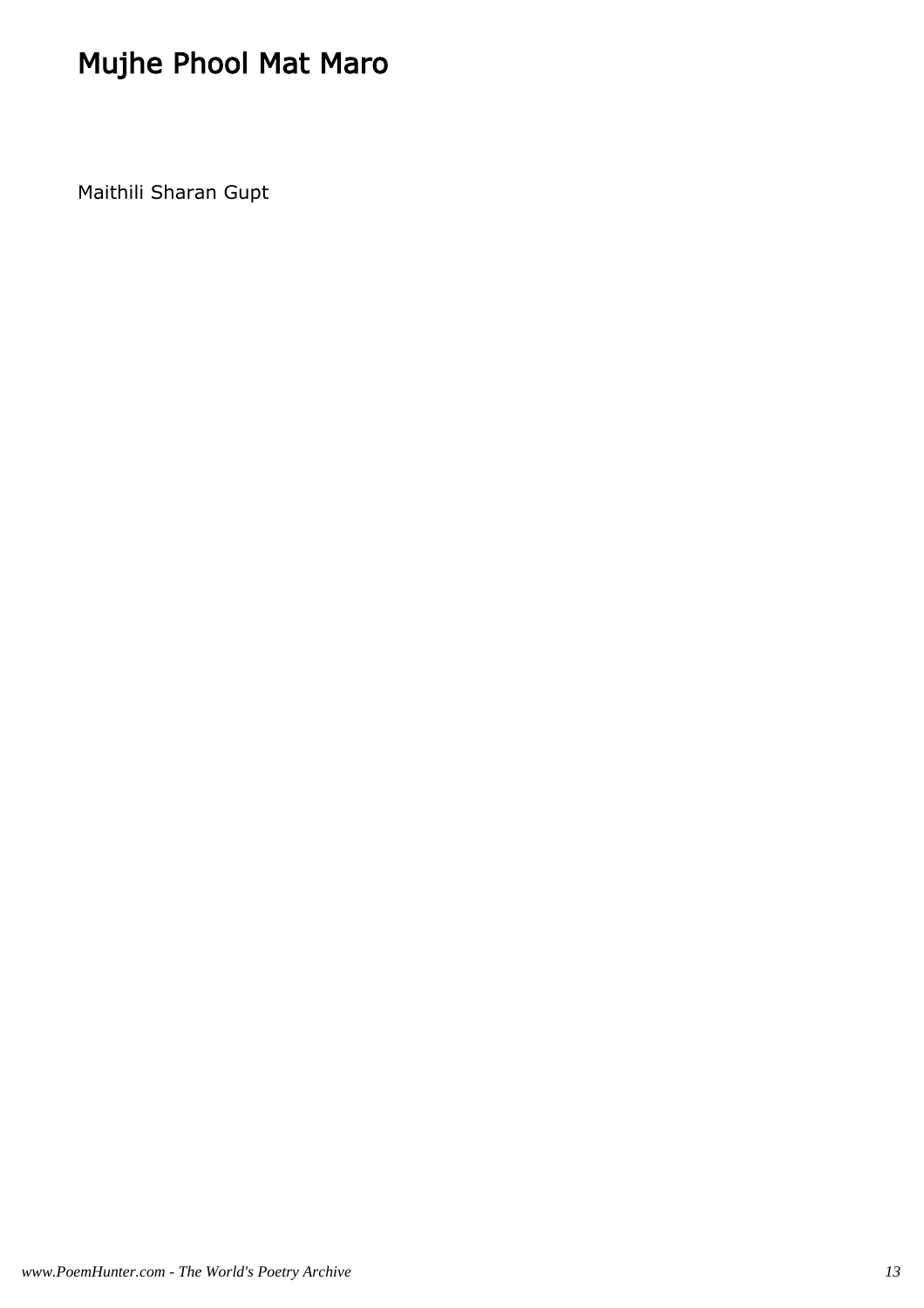# Mujhe Phool Mat Maro

Maithili Sharan Gupt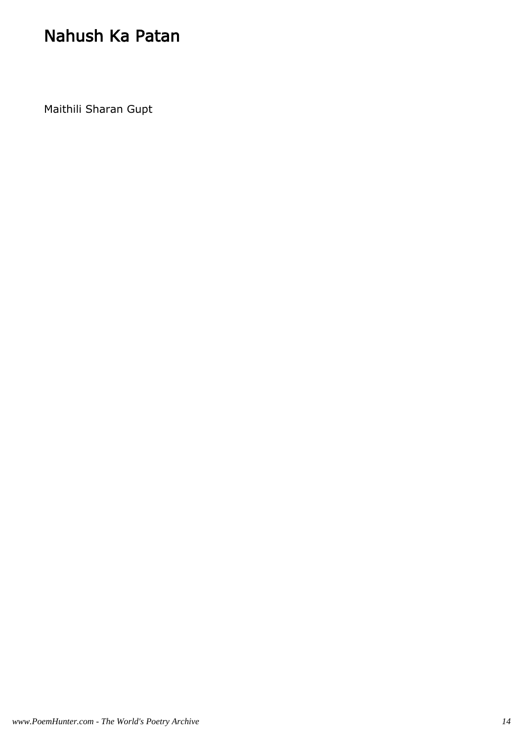# Nahush Ka Patan

Maithili Sharan Gupt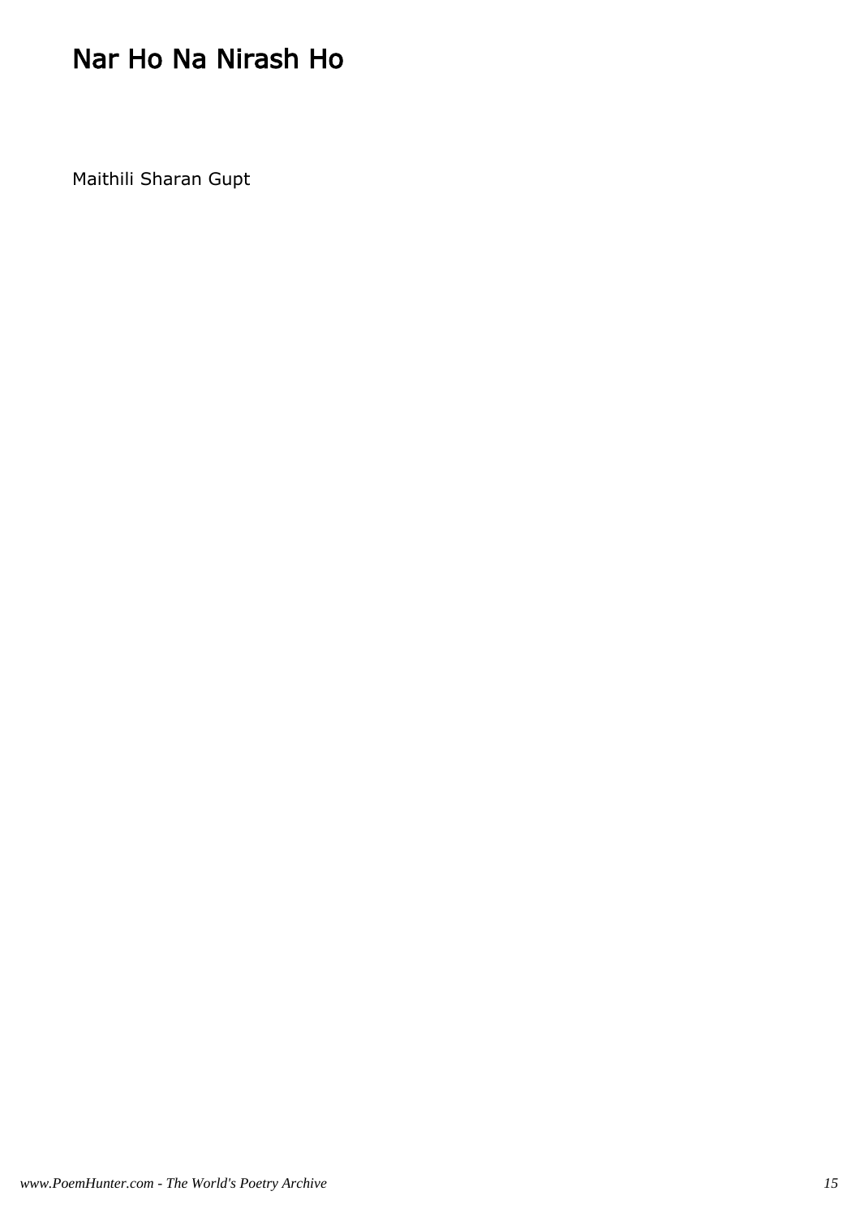# Nar Ho Na Nirash Ho

Maithili Sharan Gupt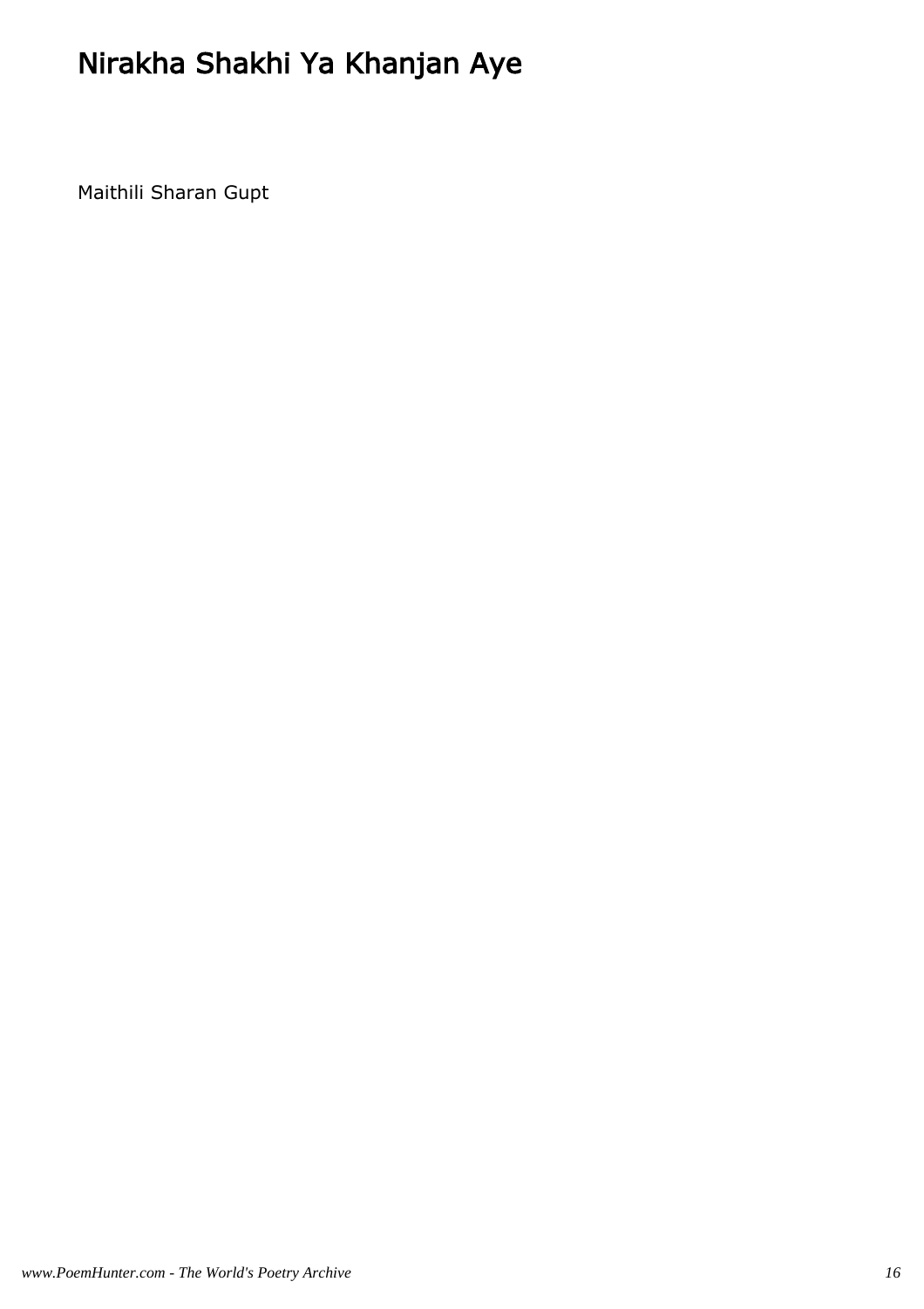# Nirakha Shakhi Ya Khanjan Aye

Maithili Sharan Gupt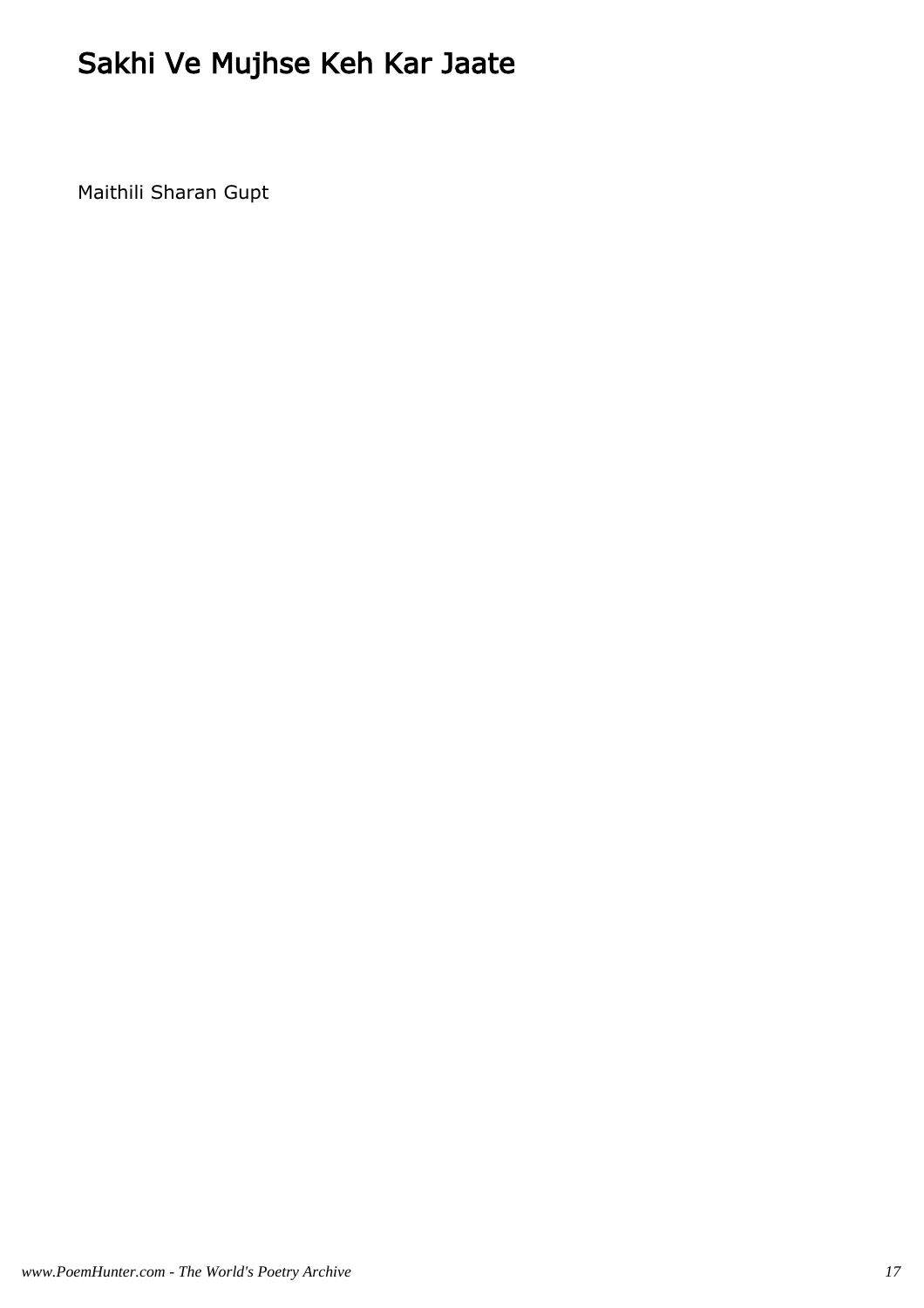# Sakhi Ve Mujhse Keh Kar Jaate

Maithili Sharan Gupt